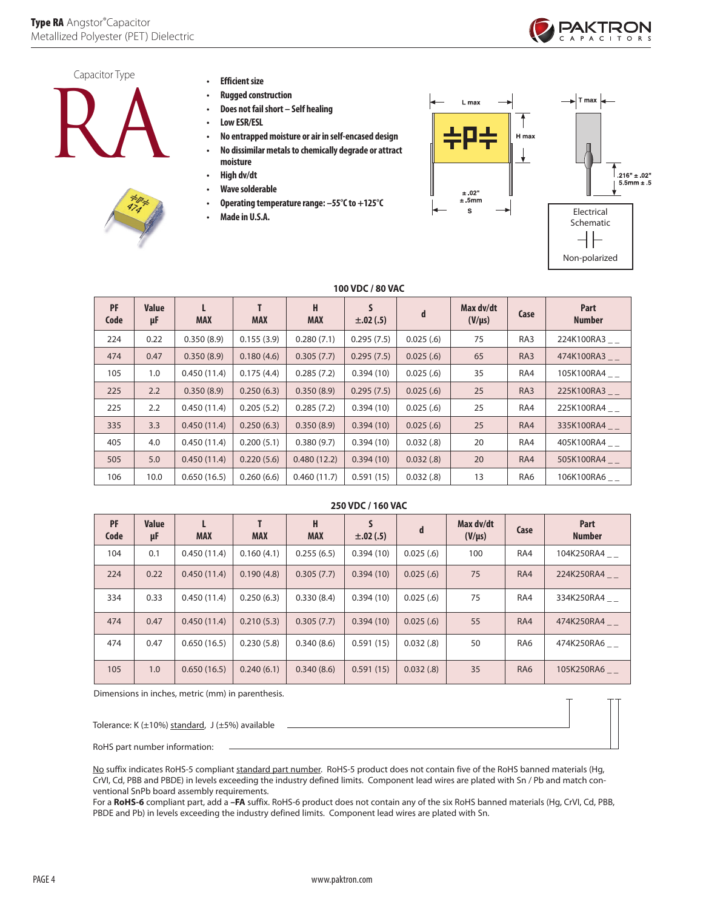# Type RA Angstor® Capacitor
Metallized Polyester (PET) Dielectric

Capacitor Type

RA

- Efficient size
- Rugged construction
- Does not fail short – Self healing
- Low ESR/ESL
- No entrapped moisture or air in self-encased design
- No dissimilar metals to chemically degrade or attract moisture
- High dv/dt
- Wave solderable
- Operating temperature range: –55°C to +125°C
- Made in U.S.A.

L max, T max, H max, S ± .02" ± .5mm, .216" ± .02" 5.5mm ± .5

Electrical Schematic

Non-polarized

### 100 VDC / 80 VAC

| PF Code | Value µF | L MAX | T MAX | H MAX | S ±.02 (.5) | d | Max dv/dt (V/µs) | Case | Part Number |
|---|---|---|---|---|---|---|---|---|---|
| 224 | 0.22 | 0.350 (8.9) | 0.155 (3.9) | 0.280 (7.1) | 0.295 (7.5) | 0.025 (.6) | 75 | RA3 | 224K100RA3 _ _ |
| 474 | 0.47 | 0.350 (8.9) | 0.180 (4.6) | 0.305 (7.7) | 0.295 (7.5) | 0.025 (.6) | 65 | RA3 | 474K100RA3 _ _ |
| 105 | 1.0 | 0.450 (11.4) | 0.175 (4.4) | 0.285 (7.2) | 0.394 (10) | 0.025 (.6) | 35 | RA4 | 105K100RA4 _ _ |
| 225 | 2.2 | 0.350 (8.9) | 0.250 (6.3) | 0.350 (8.9) | 0.295 (7.5) | 0.025 (.6) | 25 | RA3 | 225K100RA3 _ _ |
| 225 | 2.2 | 0.450 (11.4) | 0.205 (5.2) | 0.285 (7.2) | 0.394 (10) | 0.025 (.6) | 25 | RA4 | 225K100RA4 _ _ |
| 335 | 3.3 | 0.450 (11.4) | 0.250 (6.3) | 0.350 (8.9) | 0.394 (10) | 0.025 (.6) | 25 | RA4 | 335K100RA4 _ _ |
| 405 | 4.0 | 0.450 (11.4) | 0.200 (5.1) | 0.380 (9.7) | 0.394 (10) | 0.032 (.8) | 20 | RA4 | 405K100RA4 _ _ |
| 505 | 5.0 | 0.450 (11.4) | 0.220 (5.6) | 0.480 (12.2) | 0.394 (10) | 0.032 (.8) | 20 | RA4 | 505K100RA4 _ _ |
| 106 | 10.0 | 0.650 (16.5) | 0.260 (6.6) | 0.460 (11.7) | 0.591 (15) | 0.032 (.8) | 13 | RA6 | 106K100RA6 _ _ |

### 250 VDC / 160 VAC

| PF Code | Value µF | L MAX | T MAX | H MAX | S ±.02 (.5) | d | Max dv/dt (V/µs) | Case | Part Number |
|---|---|---|---|---|---|---|---|---|---|
| 104 | 0.1 | 0.450 (11.4) | 0.160 (4.1) | 0.255 (6.5) | 0.394 (10) | 0.025 (.6) | 100 | RA4 | 104K250RA4 _ _ |
| 224 | 0.22 | 0.450 (11.4) | 0.190 (4.8) | 0.305 (7.7) | 0.394 (10) | 0.025 (.6) | 75 | RA4 | 224K250RA4 _ _ |
| 334 | 0.33 | 0.450 (11.4) | 0.250 (6.3) | 0.330 (8.4) | 0.394 (10) | 0.025 (.6) | 75 | RA4 | 334K250RA4 _ _ |
| 474 | 0.47 | 0.450 (11.4) | 0.210 (5.3) | 0.305 (7.7) | 0.394 (10) | 0.025 (.6) | 55 | RA4 | 474K250RA4 _ _ |
| 474 | 0.47 | 0.650 (16.5) | 0.230 (5.8) | 0.340 (8.6) | 0.591 (15) | 0.032 (.8) | 50 | RA6 | 474K250RA6 _ _ |
| 105 | 1.0 | 0.650 (16.5) | 0.240 (6.1) | 0.340 (8.6) | 0.591 (15) | 0.032 (.8) | 35 | RA6 | 105K250RA6 _ _ |

Dimensions in inches, metric (mm) in parenthesis.

Tolerance: K (±10%) standard, J (±5%) available

RoHS part number information:

No suffix indicates RoHS-5 compliant standard part number. RoHS-5 product does not contain five of the RoHS banned materials (Hg, CrVI, Cd, PBB and PBDE) in levels exceeding the industry defined limits. Component lead wires are plated with Sn / Pb and match conventional SnPb board assembly requirements.
For a **RoHS-6** compliant part, add a **–FA** suffix. RoHS-6 product does not contain any of the six RoHS banned materials (Hg, CrVI, Cd, PBB, PBDE and Pb) in levels exceeding the industry defined limits. Component lead wires are plated with Sn.

www.paktron.com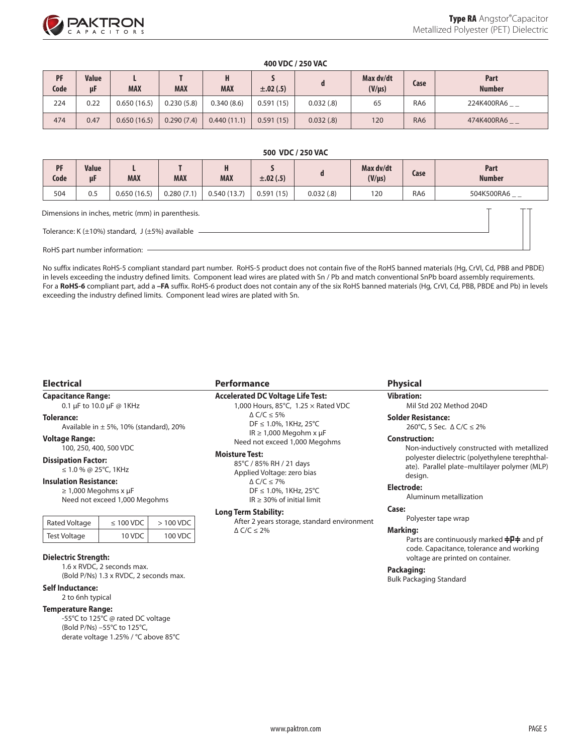### 400 VDC / 250 VAC

| PF Code | Value µF | L MAX | T MAX | H MAX | S ±.02 (.5) | d | Max dv/dt (V/µs) | Case | Part Number |
|---|---|---|---|---|---|---|---|---|---|
| 224 | 0.22 | 0.650 (16.5) | 0.230 (5.8) | 0.340 (8.6) | 0.591 (15) | 0.032 (.8) | 65 | RA6 | 224K400RA6 _ _ |
| 474 | 0.47 | 0.650 (16.5) | 0.290 (7.4) | 0.440 (11.1) | 0.591 (15) | 0.032 (.8) | 120 | RA6 | 474K400RA6 _ _ |

### 500 VDC / 250 VAC

| PF Code | Value µF | L MAX | T MAX | H MAX | S ±.02 (.5) | d | Max dv/dt (V/µs) | Case | Part Number |
|---|---|---|---|---|---|---|---|---|---|
| 504 | 0.5 | 0.650 (16.5) | 0.280 (7.1) | 0.540 (13.7) | 0.591 (15) | 0.032 (.8) | 120 | RA6 | 504K500RA6 _ _ |

Dimensions in inches, metric (mm) in parenthesis.

Tolerance: K (±10%) standard, J (±5%) available

RoHS part number information:

No suffix indicates RoHS-5 compliant standard part number. RoHS-5 product does not contain five of the RoHS banned materials (Hg, CrVI, Cd, PBB and PBDE) in levels exceeding the industry defined limits. Component lead wires are plated with Sn / Pb and match conventional SnPb board assembly requirements. For a **RoHS-6** compliant part, add a **–FA** suffix. RoHS-6 product does not contain any of the six RoHS banned materials (Hg, CrVI, Cd, PBB, PBDE and Pb) in levels exceeding the industry defined limits. Component lead wires are plated with Sn.

## Electrical

**Capacitance Range:**
0.1 µF to 10.0 µF @ 1KHz

**Tolerance:**
Available in ± 5%, 10% (standard), 20%

**Voltage Range:**
100, 250, 400, 500 VDC

**Dissipation Factor:**
≤ 1.0 % @ 25°C, 1KHz

**Insulation Resistance:**
≥ 1,000 Megohms x µF
Need not exceed 1,000 Megohms

| Rated Voltage | ≤ 100 VDC | > 100 VDC |
|---|---|---|
| Test Voltage | 10 VDC | 100 VDC |

**Dielectric Strength:**
1.6 x RVDC, 2 seconds max.
(Bold P/Ns) 1.3 x RVDC, 2 seconds max.

**Self Inductance:**
2 to 6nh typical

**Temperature Range:**
-55°C to 125°C @ rated DC voltage
(Bold P/Ns) –55°C to 125°C,
derate voltage 1.25% / °C above 85°C

## Performance

**Accelerated DC Voltage Life Test:**
1,000 Hours, 85°C, 1.25 × Rated VDC
Δ C/C ≤ 5%
DF ≤ 1.0%, 1KHz, 25°C
IR ≥ 1,000 Megohm x µF
Need not exceed 1,000 Megohms

**Moisture Test:**
85°C / 85% RH / 21 days
Applied Voltage: zero bias
Δ C/C ≤ 7%
DF ≤ 1.0%, 1KHz, 25°C
IR ≥ 30% of initial limit

**Long Term Stability:**
After 2 years storage, standard environment
Δ C/C ≤ 2%

## Physical

**Vibration:**
Mil Std 202 Method 204D

**Solder Resistance:**
260°C, 5 Sec. Δ C/C ≤ 2%

**Construction:**
Non-inductively constructed with metallized polyester dielectric (polyethylene terephthalate). Parallel plate–multilayer polymer (MLP) design.

**Electrode:**
Aluminum metallization

**Case:**
Polyester tape wrap

**Marking:**
Parts are continuously marked ≑P≑ and pf code. Capacitance, tolerance and working voltage are printed on container.

**Packaging:**
Bulk Packaging Standard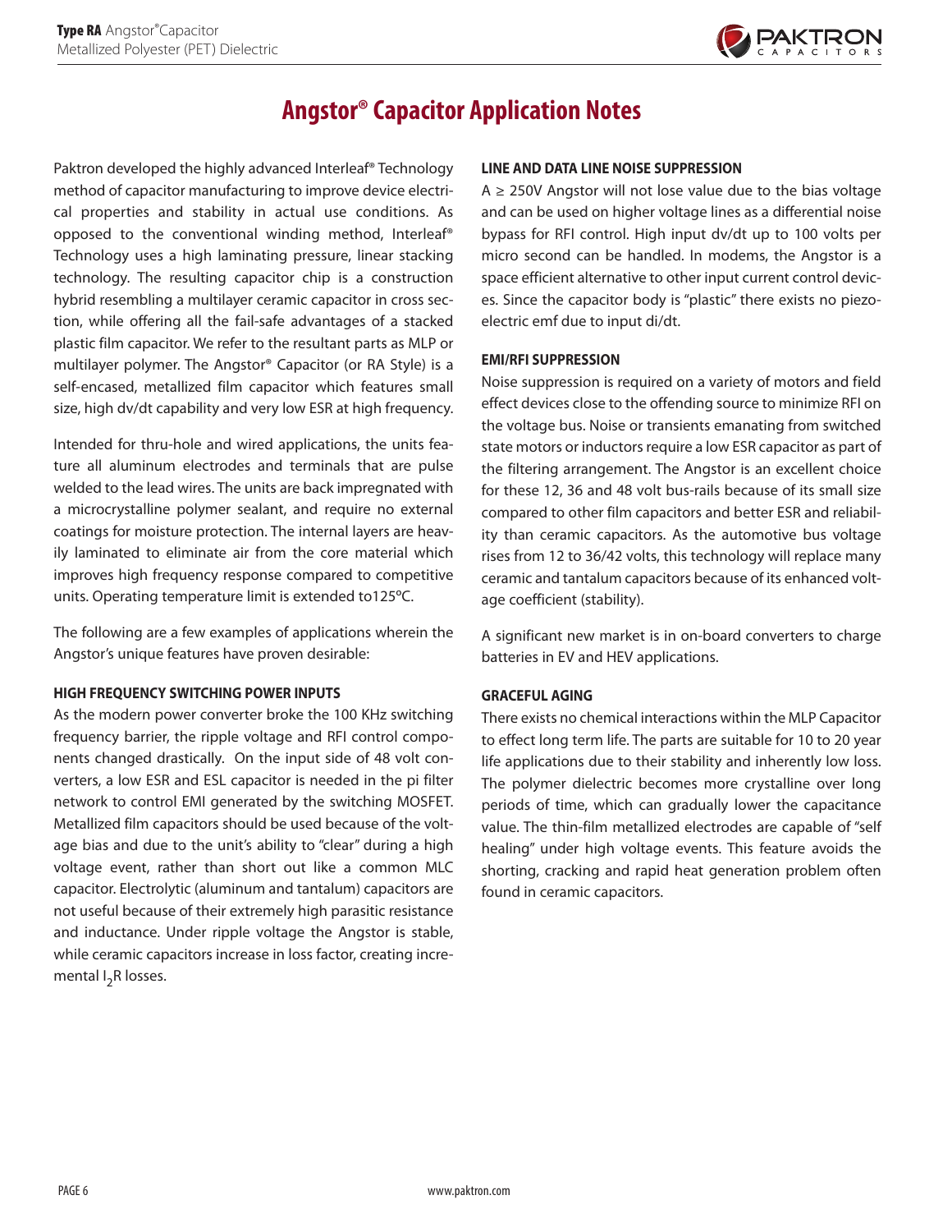# Angstor® Capacitor Application Notes

Paktron developed the highly advanced Interleaf® Technology method of capacitor manufacturing to improve device electrical properties and stability in actual use conditions. As opposed to the conventional winding method, Interleaf® Technology uses a high laminating pressure, linear stacking technology. The resulting capacitor chip is a construction hybrid resembling a multilayer ceramic capacitor in cross section, while offering all the fail-safe advantages of a stacked plastic film capacitor. We refer to the resultant parts as MLP or multilayer polymer. The Angstor® Capacitor (or RA Style) is a self-encased, metallized film capacitor which features small size, high dv/dt capability and very low ESR at high frequency.

Intended for thru-hole and wired applications, the units feature all aluminum electrodes and terminals that are pulse welded to the lead wires. The units are back impregnated with a microcrystalline polymer sealant, and require no external coatings for moisture protection. The internal layers are heavily laminated to eliminate air from the core material which improves high frequency response compared to competitive units. Operating temperature limit is extended to125ºC.

The following are a few examples of applications wherein the Angstor's unique features have proven desirable:

**HIGH FREQUENCY SWITCHING POWER INPUTS**

As the modern power converter broke the 100 KHz switching frequency barrier, the ripple voltage and RFI control components changed drastically. On the input side of 48 volt converters, a low ESR and ESL capacitor is needed in the pi filter network to control EMI generated by the switching MOSFET. Metallized film capacitors should be used because of the voltage bias and due to the unit's ability to "clear" during a high voltage event, rather than short out like a common MLC capacitor. Electrolytic (aluminum and tantalum) capacitors are not useful because of their extremely high parasitic resistance and inductance. Under ripple voltage the Angstor is stable, while ceramic capacitors increase in loss factor, creating incremental $I_2R$ losses.

**LINE AND DATA LINE NOISE SUPPRESSION**

A ≥ 250V Angstor will not lose value due to the bias voltage and can be used on higher voltage lines as a differential noise bypass for RFI control. High input dv/dt up to 100 volts per micro second can be handled. In modems, the Angstor is a space efficient alternative to other input current control devices. Since the capacitor body is "plastic" there exists no piezoelectric emf due to input di/dt.

**EMI/RFI SUPPRESSION**

Noise suppression is required on a variety of motors and field effect devices close to the offending source to minimize RFI on the voltage bus. Noise or transients emanating from switched state motors or inductors require a low ESR capacitor as part of the filtering arrangement. The Angstor is an excellent choice for these 12, 36 and 48 volt bus-rails because of its small size compared to other film capacitors and better ESR and reliability than ceramic capacitors. As the automotive bus voltage rises from 12 to 36/42 volts, this technology will replace many ceramic and tantalum capacitors because of its enhanced voltage coefficient (stability).

A significant new market is in on-board converters to charge batteries in EV and HEV applications.

**GRACEFUL AGING**

There exists no chemical interactions within the MLP Capacitor to effect long term life. The parts are suitable for 10 to 20 year life applications due to their stability and inherently low loss. The polymer dielectric becomes more crystalline over long periods of time, which can gradually lower the capacitance value. The thin-film metallized electrodes are capable of "self healing" under high voltage events. This feature avoids the shorting, cracking and rapid heat generation problem often found in ceramic capacitors.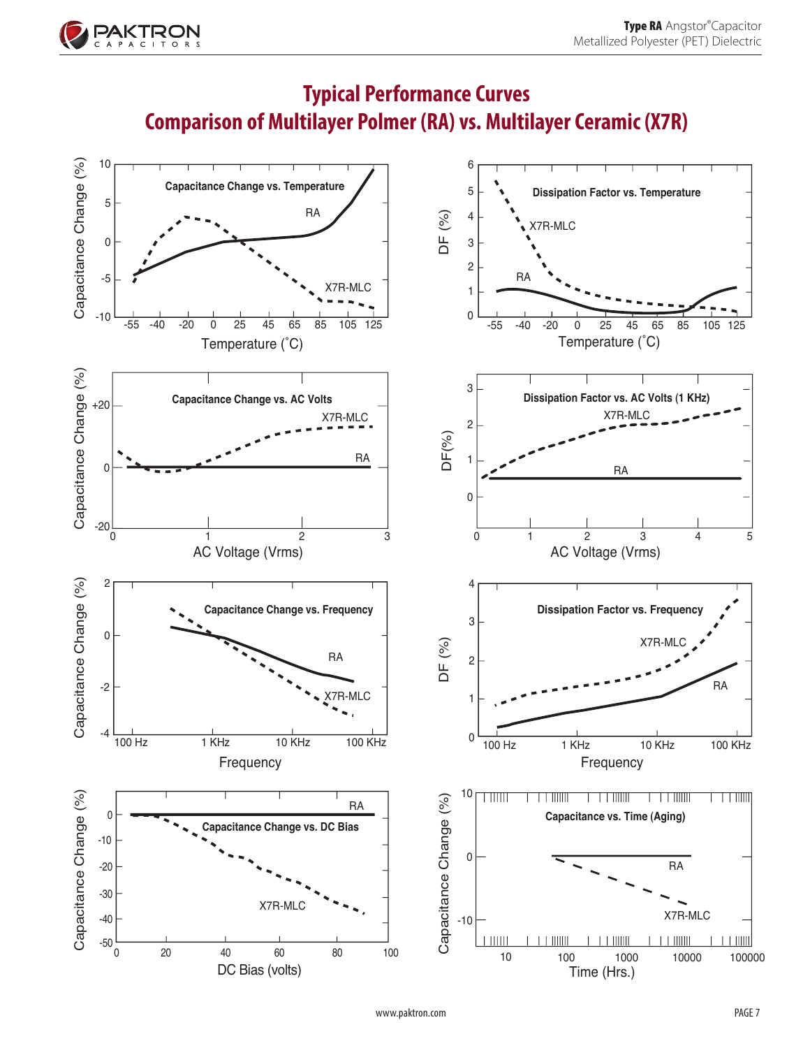# Typical Performance Curves

## Comparison of Multilayer Polmer (RA) vs. Multilayer Ceramic (X7R)

**Capacitance Change vs. Temperature**

Capacitance Change (%): 10, 5, 0, -5, -10
Temperature (˚C): -55, -40, -20, 0, 25, 45, 65, 85, 105, 125
RA, X7R-MLC

**Dissipation Factor vs. Temperature**

DF (%): 0, 1, 2, 3, 4, 5, 6
Temperature (˚C): -55, -40, -20, 0, 25, 45, 65, 85, 105, 125
X7R-MLC, RA

**Capacitance Change vs. AC Volts**

Capacitance Change (%): +20, 0, -20
AC Voltage (Vrms): 0, 1, 2, 3
X7R-MLC, RA

**Dissipation Factor vs. AC Volts (1 KHz)**

DF(%): 0, 1, 2, 3
AC Voltage (Vrms): 0, 1, 2, 3, 4, 5
X7R-MLC, RA

**Capacitance Change vs. Frequency**

Capacitance Change (%): 2, 0, -2, -4
Frequency: 100 Hz, 1 KHz, 10 KHz, 100 KHz
RA, X7R-MLC

**Dissipation Factor vs. Frequency**

DF (%): 0, 1, 2, 3, 4
Frequency: 100 Hz, 1 KHz, 10 KHz, 100 KHz
X7R-MLC, RA

**Capacitance Change vs. DC Bias**

Capacitance Change (%): 0, -10, -20, -30, -40, -50
DC Bias (volts): 0, 20, 40, 60, 80, 100
RA, X7R-MLC

**Capacitance vs. Time (Aging)**

Capacitance Change (%): 10, 0, -10
Time (Hrs.): 10, 100, 1000, 10000, 100000
RA, X7R-MLC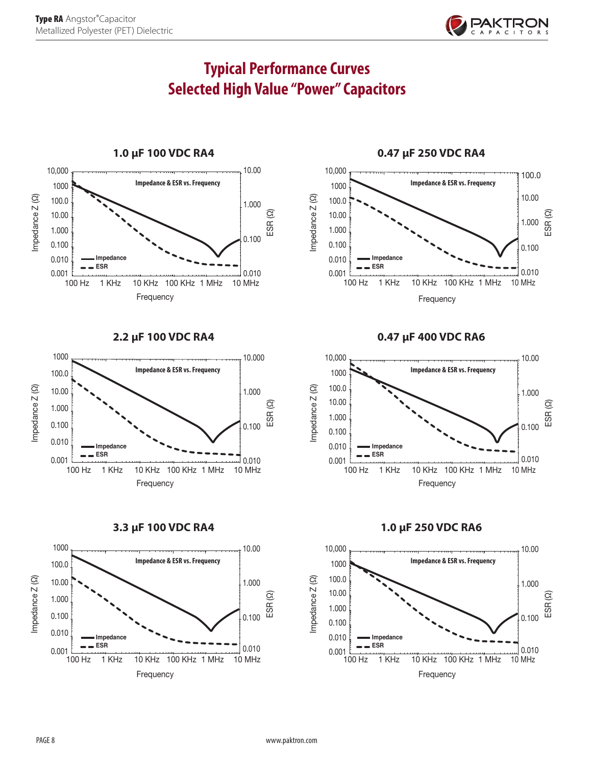# Typical Performance Curves
# Selected High Value "Power" Capacitors

### 1.0 µF 100 VDC RA4

Impedance & ESR vs. Frequency

Impedance Z (Ω): 10,000 / 1000 / 100.0 / 10.00 / 1.000 / 0.100 / 0.010 / 0.001

ESR (Ω): 10.00 / 1.000 / 0.100 / 0.010

Frequency: 100 Hz, 1 KHz, 10 KHz, 100 KHz, 1 MHz, 10 MHz

Legend: Impedance, ESR

### 0.47 µF 250 VDC RA4

Impedance & ESR vs. Frequency

Impedance Z (Ω): 10,000 / 1000 / 100.0 / 10.00 / 1.000 / 0.100 / 0.010 / 0.001

ESR (Ω): 100.0 / 10.00 / 1.000 / 0.100 / 0.010

Frequency: 100 Hz, 1 KHz, 10 KHz, 100 KHz, 1 MHz, 10 MHz

Legend: Impedance, ESR

### 2.2 µF 100 VDC RA4

Impedance & ESR vs. Frequency

Impedance Z (Ω): 1000 / 100.0 / 10.00 / 1.000 / 0.100 / 0.010 / 0.001

ESR (Ω): 10.000 / 1.000 / 0.100 / 0.010

Frequency: 100 Hz, 1 KHz, 10 KHz, 100 KHz, 1 MHz, 10 MHz

Legend: Impedance, ESR

### 0.47 µF 400 VDC RA6

Impedance & ESR vs. Frequency

Impedance Z (Ω): 10,000 / 1000 / 100.0 / 10.00 / 1.000 / 0.100 / 0.010 / 0.001

ESR (Ω): 10.00 / 1.000 / 0.100 / 0.010

Frequency: 100 Hz, 1 KHz, 10 KHz, 100 KHz, 1 MHz, 10 MHz

Legend: Impedance, ESR

### 3.3 µF 100 VDC RA4

Impedance & ESR vs. Frequency

Impedance Z (Ω): 1000 / 100.0 / 10.00 / 1.000 / 0.100 / 0.010 / 0.001

ESR (Ω): 10.00 / 1.000 / 0.100 / 0.010

Frequency: 100 Hz, 1 KHz, 10 KHz, 100 KHz, 1 MHz, 10 MHz

Legend: Impedance, ESR

### 1.0 µF 250 VDC RA6

Impedance & ESR vs. Frequency

Impedance Z (Ω): 10,000 / 1000 / 100.0 / 10.00 / 1.000 / 0.100 / 0.010 / 0.001

ESR (Ω): 10.00 / 1.000 / 0.100 / 0.010

Frequency: 100 Hz, 1 KHz, 10 KHz, 100 KHz, 1 MHz, 10 MHz

Legend: Impedance, ESR

www.paktron.com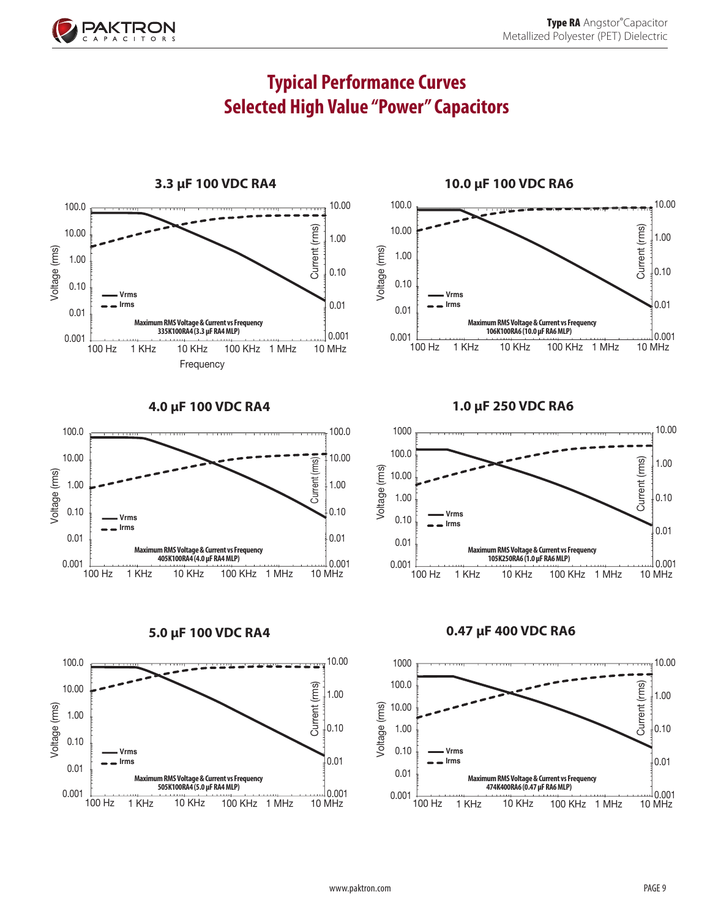# Typical Performance Curves
# Selected High Value "Power" Capacitors

### 3.3 µF 100 VDC RA4

Voltage (rms)
100.0
10.00
1.00
0.10
0.01
0.001

Current (rms)
10.00
1.00
0.10
0.01
0.001

100 Hz 1 KHz 10 KHz 100 KHz 1 MHz 10 MHz

Frequency

Vrms
Irms

Maximum RMS Voltage & Current vs Frequency
335K100RA4 (3.3 µF RA4 MLP)

### 10.0 µF 100 VDC RA6

Voltage (rms)
100.0
10.00
1.00
0.10
0.01
0.001

Current (rms)
10.00
1.00
0.10
0.01
0.001

100 Hz 1 KHz 10 KHz 100 KHz 1 MHz 10 MHz

Vrms
Irms

Maximum RMS Voltage & Current vs Frequency
106K100RA6 (10.0 µF RA6 MLP)

### 4.0 µF 100 VDC RA4

Voltage (rms)
100.0
10.00
1.00
0.10
0.01
0.001

Current (rms)
100.0
10.00
1.00
0.10
0.01
0.001

100 Hz 1 KHz 10 KHz 100 KHz 1 MHz 10 MHz

Vrms
Irms

Maximum RMS Voltage & Current vs Frequency
405K100RA4 (4.0 µF RA4 MLP)

### 1.0 µF 250 VDC RA6

Voltage (rms)
1000
100.0
10.00
1.00
0.10
0.01
0.001

Current (rms)
10.00
1.00
0.10
0.01
0.001

100 Hz 1 KHz 10 KHz 100 KHz 1 MHz 10 MHz

Vrms
Irms

Maximum RMS Voltage & Current vs Frequency
105K250RA6 (1.0 µF RA6 MLP)

### 5.0 µF 100 VDC RA4

Voltage (rms)
100.0
10.00
1.00
0.10
0.01
0.001

Current (rms)
10.00
1.00
0.10
0.01
0.001

100 Hz 1 KHz 10 KHz 100 KHz 1 MHz 10 MHz

Vrms
Irms

Maximum RMS Voltage & Current vs Frequency
505K100RA4 (5.0 µF RA4 MLP)

### 0.47 µF 400 VDC RA6

Voltage (rms)
1000
100.0
10.00
1.00
0.10
0.01
0.001

Current (rms)
10.00
1.00
0.10
0.01
0.001

100 Hz 1 KHz 10 KHz 100 KHz 1 MHz 10 MHz

Vrms
Irms

Maximum RMS Voltage & Current vs Frequency
474K400RA6 (0.47 µF RA6 MLP)